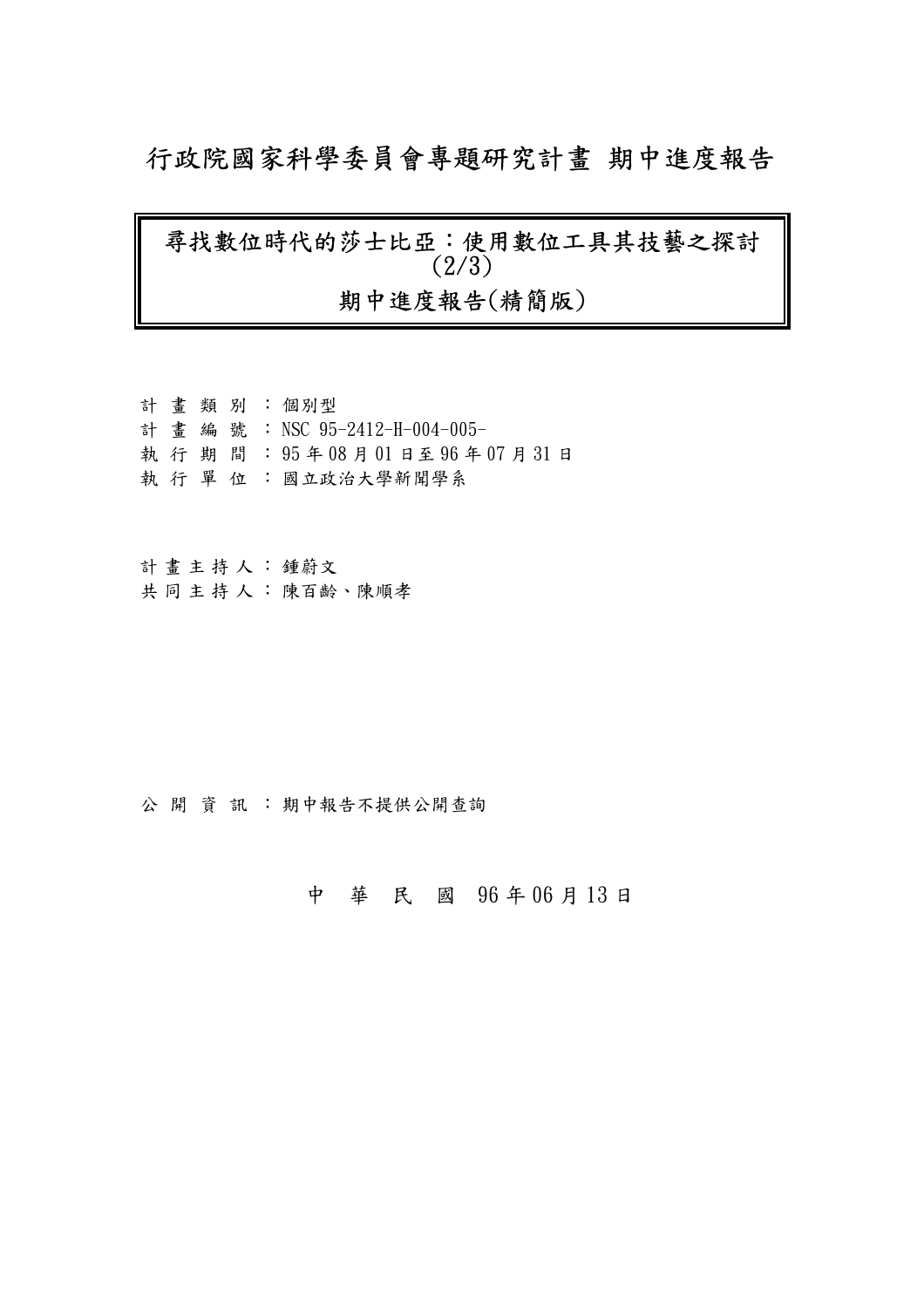# 行政院國家科學委員會專題研究計畫 期中進度報告

## 尋找數位時代的莎士比亞：使用數位工具其技藝之探討(2/3)

## 期中進度報告(精簡版)

計畫類別：個別型
計畫編號：NSC 95-2412-H-004-005-
執行期間：95 年 08 月 01 日至 96 年 07 月 31 日
執行單位：國立政治大學新聞學系

計畫主持人：鍾蔚文
共同主持人：陳百齡、陳順孝

公開資訊：期中報告不提供公開查詢

中華民國 96 年 06 月 13 日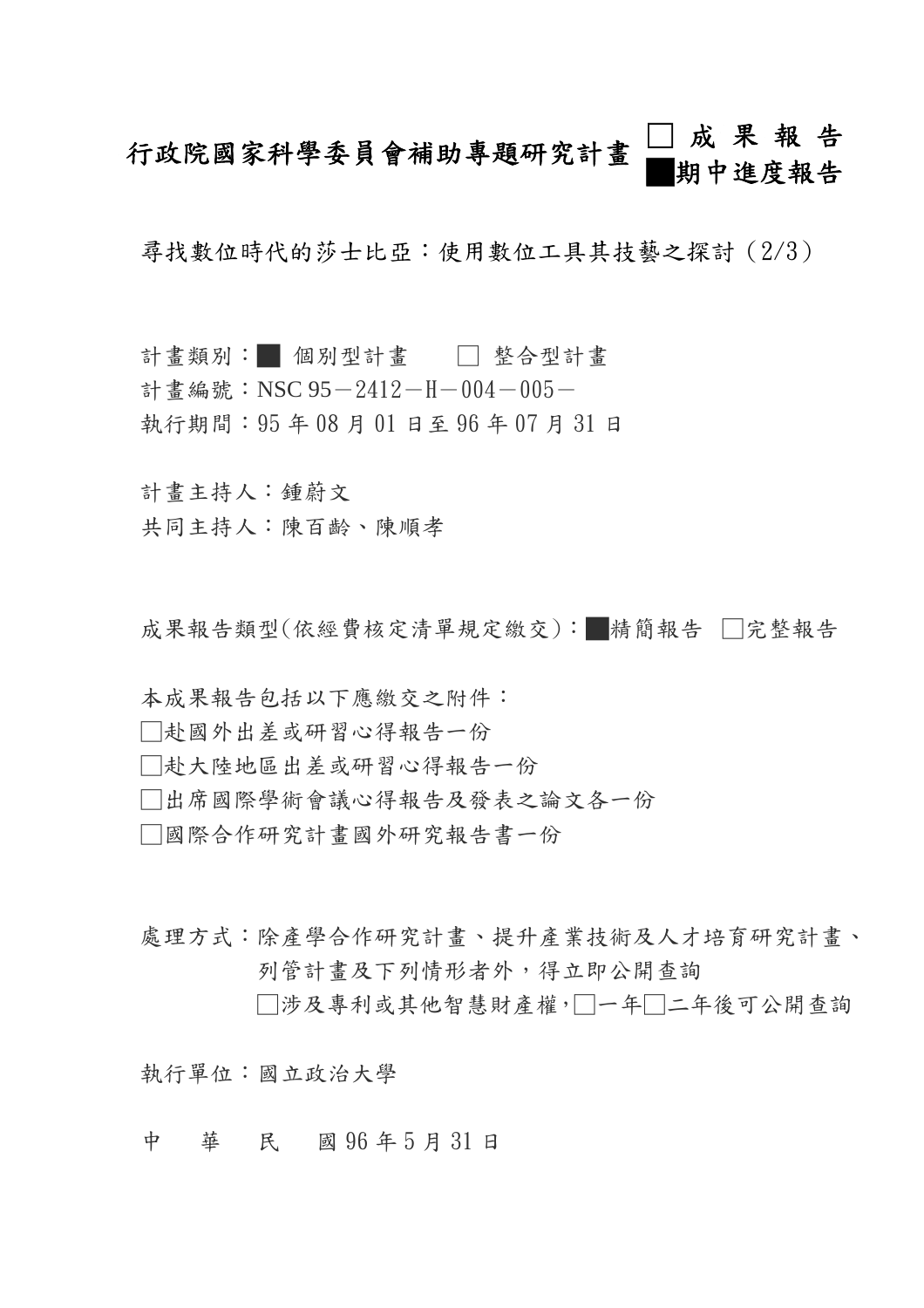# 行政院國家科學委員會補助專題研究計畫 □ 成 果 報 告 ■期中進度報告

尋找數位時代的莎士比亞：使用數位工具其技藝之探討（2/3）

計畫類別：■ 個別型計畫　　□ 整合型計畫
計畫編號：NSC 95－2412－H－004－005－
執行期間：95 年 08 月 01 日至 96 年 07 月 31 日

計畫主持人：鍾蔚文
共同主持人：陳百齡、陳順孝

成果報告類型(依經費核定清單規定繳交)：■精簡報告 □完整報告

本成果報告包括以下應繳交之附件：
□赴國外出差或研習心得報告一份
□赴大陸地區出差或研習心得報告一份
□出席國際學術會議心得報告及發表之論文各一份
□國際合作研究計畫國外研究報告書一份

處理方式：除產學合作研究計畫、提升產業技術及人才培育研究計畫、列管計畫及下列情形者外，得立即公開查詢
□涉及專利或其他智慧財產權，□一年□二年後可公開查詢

執行單位：國立政治大學

中　華　民　國 96 年 5 月 31 日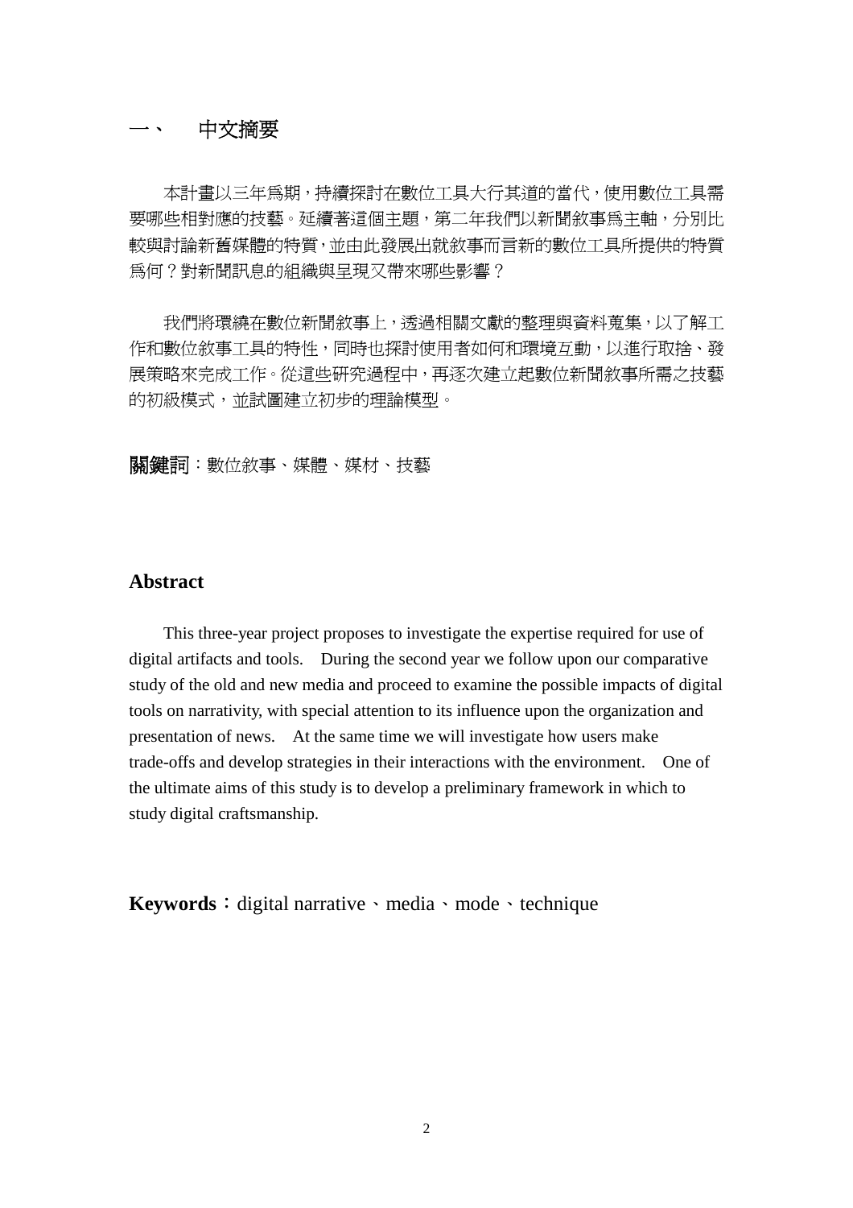# 一、 中文摘要

本計畫以三年爲期，持續探討在數位工具大行其道的當代，使用數位工具需要哪些相對應的技藝。延續著這個主題，第二年我們以新聞敘事爲主軸，分別比較與討論新舊媒體的特質，並由此發展出就敘事而言新的數位工具所提供的特質爲何？對新聞訊息的組織與呈現又帶來哪些影響？

我們將環繞在數位新聞敘事上，透過相關文獻的整理與資料蒐集，以了解工作和數位敘事工具的特性，同時也探討使用者如何和環境互動，以進行取捨、發展策略來完成工作。從這些研究過程中，再逐次建立起數位新聞敘事所需之技藝的初級模式，並試圖建立初步的理論模型。

**關鍵詞**：數位敘事、媒體、媒材、技藝

## Abstract

This three-year project proposes to investigate the expertise required for use of digital artifacts and tools. During the second year we follow upon our comparative study of the old and new media and proceed to examine the possible impacts of digital tools on narrativity, with special attention to its influence upon the organization and presentation of news. At the same time we will investigate how users make trade-offs and develop strategies in their interactions with the environment. One of the ultimate aims of this study is to develop a preliminary framework in which to study digital craftsmanship.

**Keywords**：digital narrative、media、mode、technique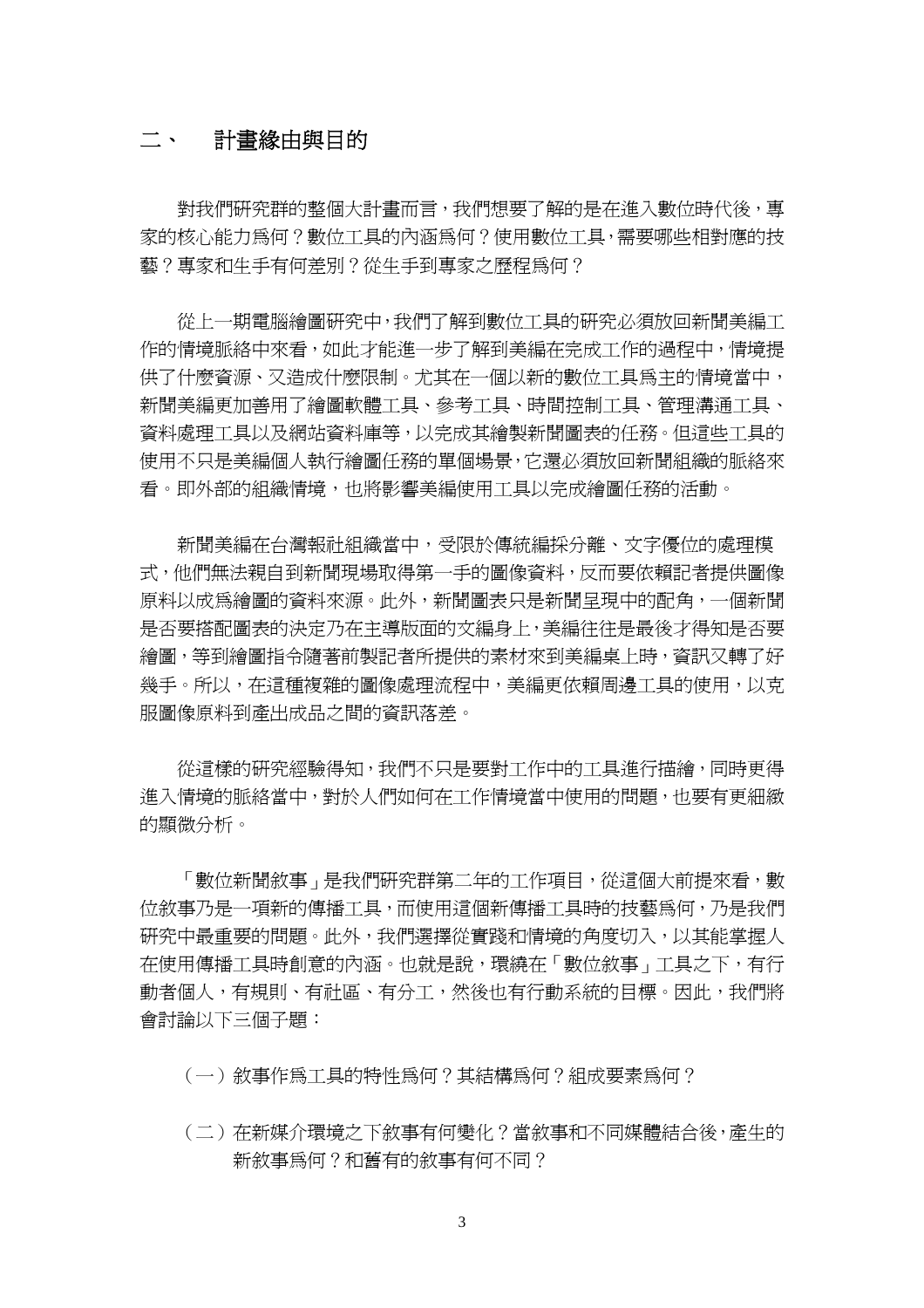## 二、 計畫緣由與目的

對我們研究群的整個大計畫而言，我們想要了解的是在進入數位時代後，專家的核心能力爲何？數位工具的內涵爲何？使用數位工具，需要哪些相對應的技藝？專家和生手有何差別？從生手到專家之歷程爲何？

從上一期電腦繪圖研究中，我們了解到數位工具的研究必須放回新聞美編工作的情境脈絡中來看，如此才能進一步了解到美編在完成工作的過程中，情境提供了什麼資源、又造成什麼限制。尤其在一個以新的數位工具爲主的情境當中，新聞美編更加善用了繪圖軟體工具、參考工具、時間控制工具、管理溝通工具、資料處理工具以及網站資料庫等，以完成其繪製新聞圖表的任務。但這些工具的使用不只是美編個人執行繪圖任務的單個場景，它還必須放回新聞組織的脈絡來看。即外部的組織情境，也將影響美編使用工具以完成繪圖任務的活動。

新聞美編在台灣報社組織當中，受限於傳統編採分離、文字優位的處理模式，他們無法親自到新聞現場取得第一手的圖像資料，反而要依賴記者提供圖像原料以成爲繪圖的資料來源。此外，新聞圖表只是新聞呈現中的配角，一個新聞是否要搭配圖表的決定乃在主導版面的文編身上，美編往往是最後才得知是否要繪圖，等到繪圖指令隨著前製記者所提供的素材來到美編桌上時，資訊又轉了好幾手。所以，在這種複雜的圖像處理流程中，美編更依賴周邊工具的使用，以克服圖像原料到產出成品之間的資訊落差。

從這樣的研究經驗得知，我們不只是要對工作中的工具進行描繪，同時更得進入情境的脈絡當中，對於人們如何在工作情境當中使用的問題，也要有更細緻的顯微分析。

「數位新聞敘事」是我們研究群第二年的工作項目，從這個大前提來看，數位敘事乃是一項新的傳播工具，而使用這個新傳播工具時的技藝爲何，乃是我們研究中最重要的問題。此外，我們選擇從實踐和情境的角度切入，以其能掌握人在使用傳播工具時創意的內涵。也就是說，環繞在「數位敘事」工具之下，有行動者個人，有規則、有社區、有分工，然後也有行動系統的目標。因此，我們將會討論以下三個子題：

（一）敘事作爲工具的特性爲何？其結構爲何？組成要素爲何？

（二）在新媒介環境之下敘事有何變化？當敘事和不同媒體結合後，產生的新敘事爲何？和舊有的敘事有何不同？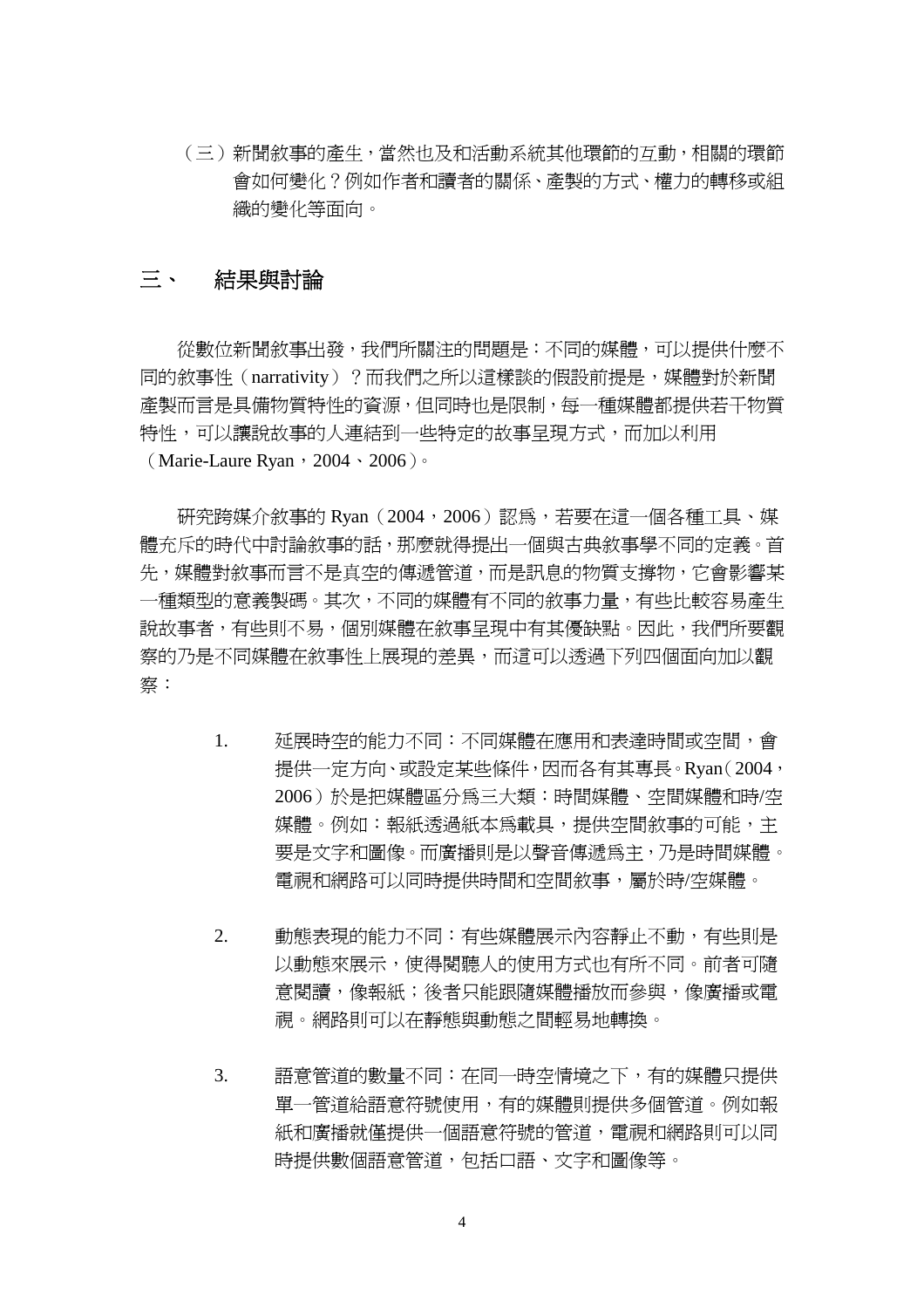（三）新聞敘事的產生，當然也及和活動系統其他環節的互動，相關的環節會如何變化？例如作者和讀者的關係、產製的方式、權力的轉移或組織的變化等面向。

## 三、 結果與討論

從數位新聞敘事出發，我們所關注的問題是：不同的媒體，可以提供什麼不同的敘事性（narrativity）？而我們之所以這樣談的假設前提是，媒體對於新聞產製而言是具備物質特性的資源，但同時也是限制，每一種媒體都提供若干物質特性，可以讓說故事的人連結到一些特定的故事呈現方式，而加以利用（Marie-Laure Ryan，2004、2006）。

研究跨媒介敘事的 Ryan（2004，2006）認為，若要在這一個各種工具、媒體充斥的時代中討論敘事的話，那麼就得提出一個與古典敘事學不同的定義。首先，媒體對敘事而言不是真空的傳遞管道，而是訊息的物質支撐物，它會影響某一種類型的意義製碼。其次，不同的媒體有不同的敘事力量，有些比較容易產生說故事者，有些則不易，個別媒體在敘事呈現中有其優缺點。因此，我們所要觀察的乃是不同媒體在敘事性上展現的差異，而這可以透過下列四個面向加以觀察：

1. 延展時空的能力不同：不同媒體在應用和表達時間或空間，會提供一定方向、或設定某些條件，因而各有其專長。Ryan（2004，2006）於是把媒體區分為三大類：時間媒體、空間媒體和時/空媒體。例如：報紙透過紙本為載具，提供空間敘事的可能，主要是文字和圖像。而廣播則是以聲音傳遞為主，乃是時間媒體。電視和網路可以同時提供時間和空間敘事，屬於時/空媒體。

2. 動態表現的能力不同：有些媒體展示內容靜止不動，有些則是以動態來展示，使得閱聽人的使用方式也有所不同。前者可隨意閱讀，像報紙；後者只能跟隨媒體播放而參與，像廣播或電視。網路則可以在靜態與動態之間輕易地轉換。

3. 語意管道的數量不同：在同一時空情境之下，有的媒體只提供單一管道給語意符號使用，有的媒體則提供多個管道。例如報紙和廣播就僅提供一個語意符號的管道，電視和網路則可以同時提供數個語意管道，包括口語、文字和圖像等。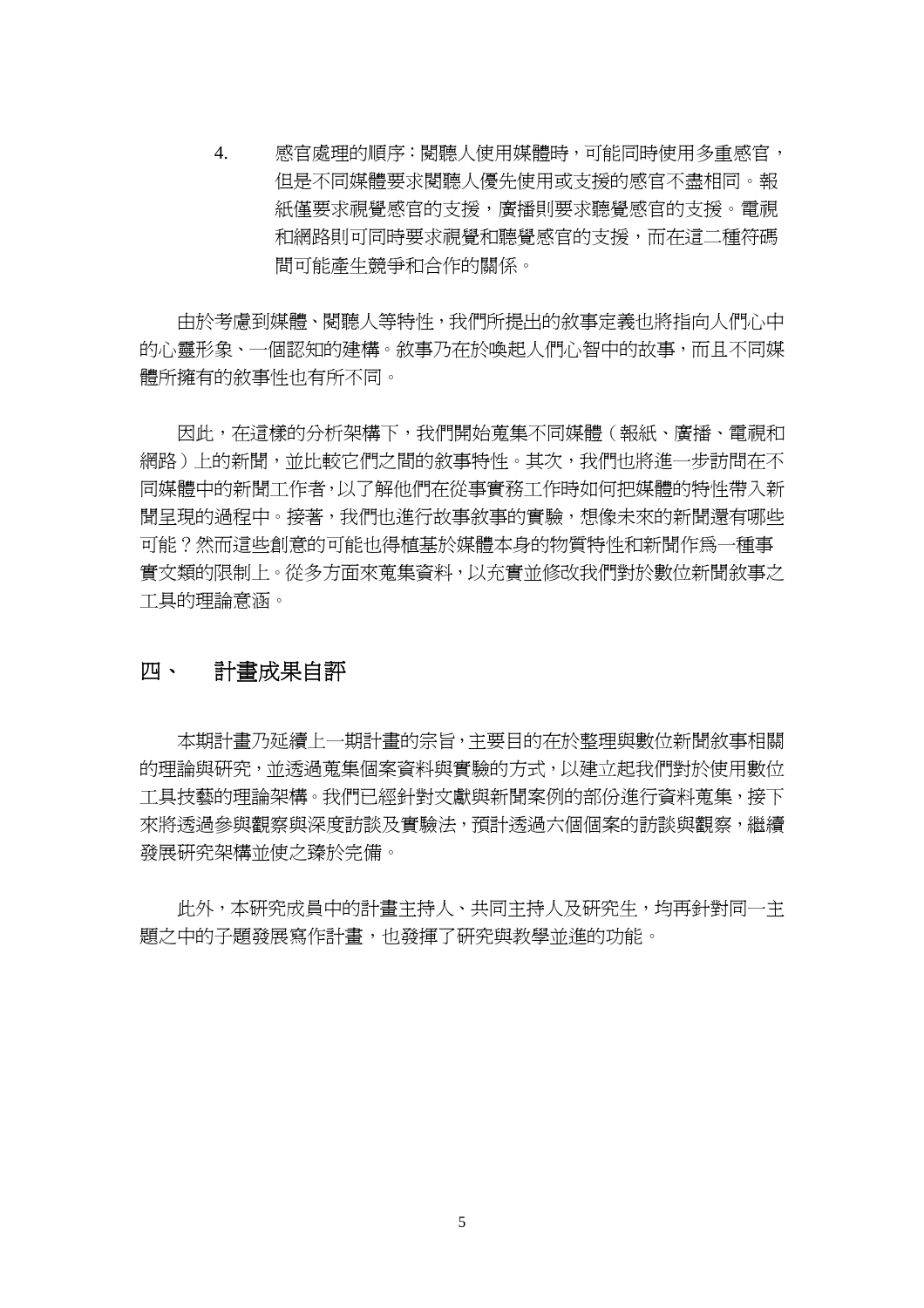4. 感官處理的順序：閱聽人使用媒體時，可能同時使用多重感官，但是不同媒體要求閱聽人優先使用或支援的感官不盡相同。報紙僅要求視覺感官的支援，廣播則要求聽覺感官的支援。電視和網路則可同時要求視覺和聽覺感官的支援，而在這二種符碼間可能產生競爭和合作的關係。

由於考慮到媒體、閱聽人等特性，我們所提出的敘事定義也將指向人們心中的心靈形象、一個認知的建構。敘事乃在於喚起人們心智中的故事，而且不同媒體所擁有的敘事性也有所不同。

因此，在這樣的分析架構下，我們開始蒐集不同媒體（報紙、廣播、電視和網路）上的新聞，並比較它們之間的敘事特性。其次，我們也將進一步訪問在不同媒體中的新聞工作者，以了解他們在從事實務工作時如何把媒體的特性帶入新聞呈現的過程中。接著，我們也進行故事敘事的實驗，想像未來的新聞還有哪些可能？然而這些創意的可能也得植基於媒體本身的物質特性和新聞作為一種事實文類的限制上。從多方面來蒐集資料，以充實並修改我們對於數位新聞敘事之工具的理論意涵。

## 四、 計畫成果自評

本期計畫乃延續上一期計畫的宗旨，主要目的在於整理與數位新聞敘事相關的理論與研究，並透過蒐集個案資料與實驗的方式，以建立起我們對於使用數位工具技藝的理論架構。我們已經針對文獻與新聞案例的部份進行資料蒐集，接下來將透過參與觀察與深度訪談及實驗法，預計透過六個個案的訪談與觀察，繼續發展研究架構並使之臻於完備。

此外，本研究成員中的計畫主持人、共同主持人及研究生，均再針對同一主題之中的子題發展寫作計畫，也發揮了研究與教學並進的功能。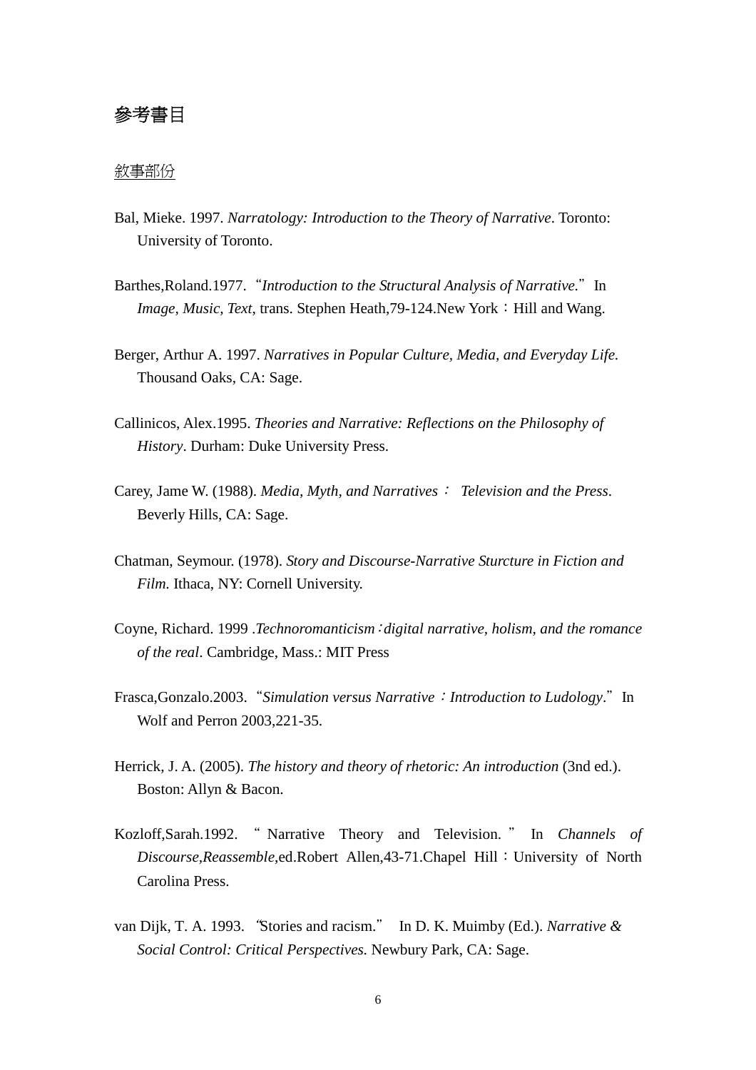## 參考書目

<u>敘事部份</u>

Bal, Mieke. 1997. *Narratology: Introduction to the Theory of Narrative*. Toronto: University of Toronto.

Barthes,Roland.1977.“*Introduction to the Structural Analysis of Narrative.*”In *Image, Music, Text*, trans. Stephen Heath,79-124.New York：Hill and Wang.

Berger, Arthur A. 1997. *Narratives in Popular Culture, Media, and Everyday Life.* Thousand Oaks, CA: Sage.

Callinicos, Alex.1995. *Theories and Narrative: Reflections on the Philosophy of History*. Durham: Duke University Press.

Carey, Jame W. (1988). *Media, Myth, and Narratives： Television and the Press*. Beverly Hills, CA: Sage.

Chatman, Seymour. (1978). *Story and Discourse-Narrative Sturcture in Fiction and Film.* Ithaca, NY: Cornell University.

Coyne, Richard. 1999 .*Technoromanticism：digital narrative, holism, and the romance of the real*. Cambridge, Mass.: MIT Press

Frasca,Gonzalo.2003.“*Simulation versus Narrative：Introduction to Ludology*.”In Wolf and Perron 2003,221-35.

Herrick, J. A. (2005). *The history and theory of rhetoric: An introduction* (3nd ed.). Boston: Allyn & Bacon.

Kozloff,Sarah.1992. “Narrative Theory and Television.” In *Channels of Discourse,Reassemble*,ed.Robert Allen,43-71.Chapel Hill：University of North Carolina Press.

van Dijk, T. A. 1993. “Stories and racism.” In D. K. Muimby (Ed.). *Narrative & Social Control: Critical Perspectives.* Newbury Park, CA: Sage.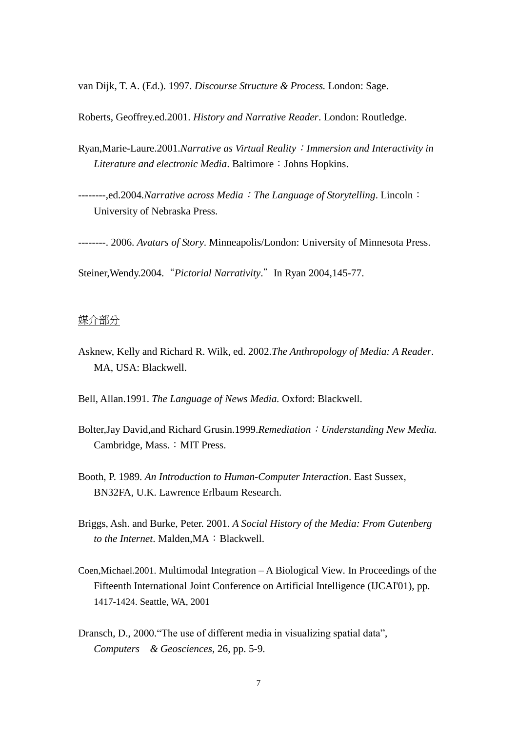van Dijk, T. A. (Ed.). 1997. *Discourse Structure & Process.* London: Sage.

Roberts, Geoffrey.ed.2001. *History and Narrative Reader*. London: Routledge.

Ryan,Marie-Laure.2001.*Narrative as Virtual Reality：Immersion and Interactivity in Literature and electronic Media*. Baltimore：Johns Hopkins.

--------,ed.2004.*Narrative across Media：The Language of Storytelling*. Lincoln：University of Nebraska Press.

--------. 2006. *Avatars of Story*. Minneapolis/London: University of Minnesota Press.

Steiner,Wendy.2004.“*Pictorial Narrativity*.”In Ryan 2004,145-77.

<u>媒介部分</u>

Asknew, Kelly and Richard R. Wilk, ed. 2002.*The Anthropology of Media: A Reader*. MA, USA: Blackwell.

Bell, Allan.1991. *The Language of News Media.* Oxford: Blackwell.

Bolter,Jay David,and Richard Grusin.1999.*Remediation：Understanding New Media.* Cambridge, Mass.：MIT Press.

Booth, P. 1989. *An Introduction to Human-Computer Interaction*. East Sussex, BN32FA, U.K. Lawrence Erlbaum Research.

Briggs, Ash. and Burke, Peter. 2001. *A Social History of the Media: From Gutenberg to the Internet*. Malden,MA：Blackwell.

Coen,Michael.2001. Multimodal Integration – A Biological View. In Proceedings of the Fifteenth International Joint Conference on Artificial Intelligence (IJCAI'01), pp. 1417-1424. Seattle, WA, 2001

Dransch, D., 2000.“The use of different media in visualizing spatial data”, *Computers & Geosciences*, 26, pp. 5-9.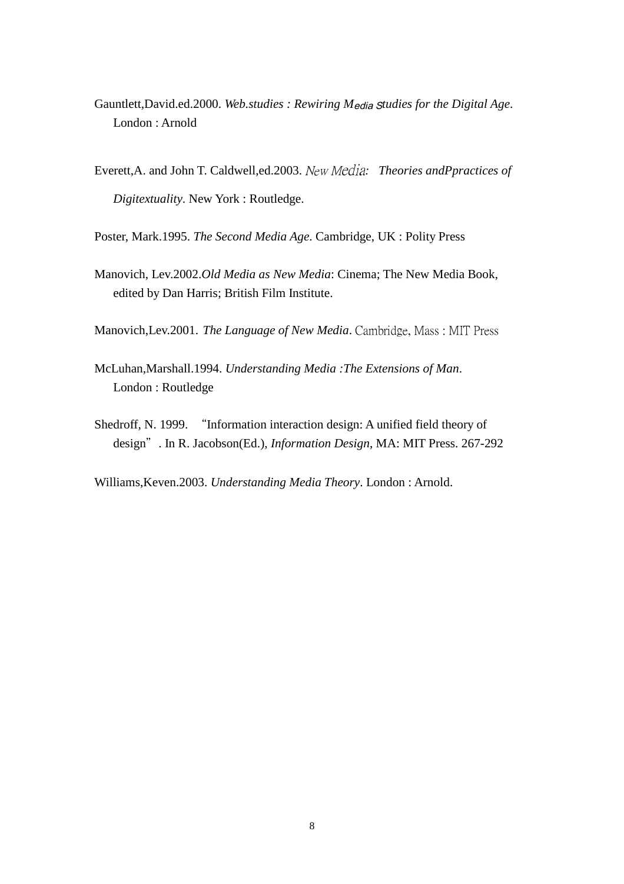Gauntlett,David.ed.2000. *Web.studies : Rewiring Media Studies for the Digital Age*. London : Arnold

Everett,A. and John T. Caldwell,ed.2003. *New Media: Theories andPpractices of Digitextuality*. New York : Routledge.

Poster, Mark.1995. *The Second Media Age*. Cambridge, UK : Polity Press

Manovich, Lev.2002.*Old Media as New Media*: Cinema; The New Media Book, edited by Dan Harris; British Film Institute.

Manovich,Lev.2001. *The Language of New Media*. Cambridge, Mass : MIT Press

McLuhan,Marshall.1994. *Understanding Media :The Extensions of Man*. London : Routledge

Shedroff, N. 1999. “Information interaction design: A unified field theory of design”. In R. Jacobson(Ed.), *Information Design*, MA: MIT Press. 267-292

Williams,Keven.2003. *Understanding Media Theory*. London : Arnold.